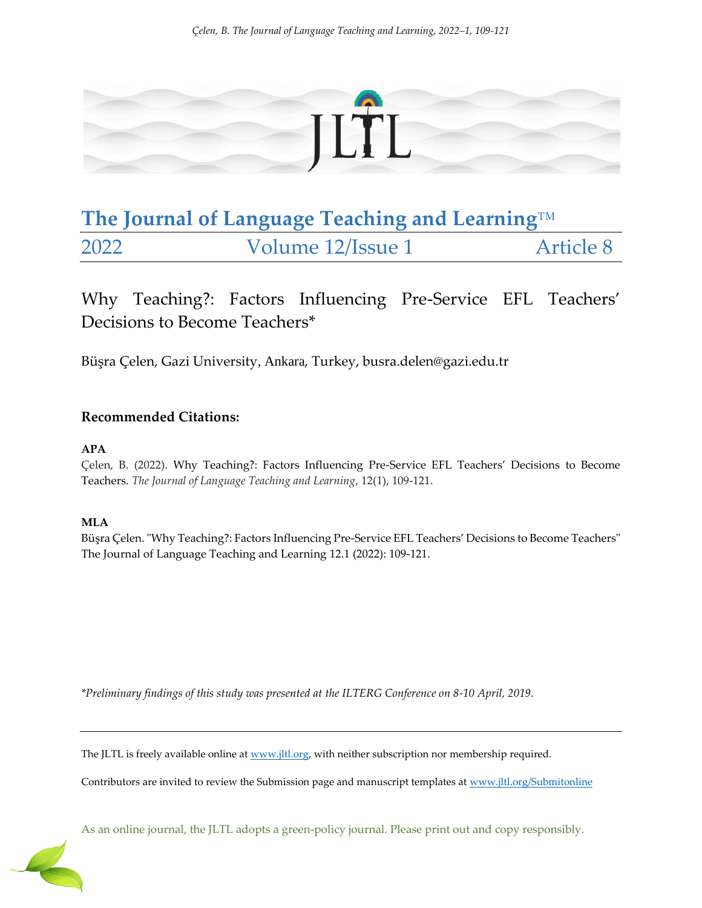# The Journal of Language Teaching and Learning™

2022 Volume 12/Issue 1 Article 8

## Why Teaching?: Factors Influencing Pre-Service EFL Teachers' Decisions to Become Teachers*

Büşra Çelen, Gazi University, Ankara, Turkey, busra.delen@gazi.edu.tr

### Recommended Citations:

**APA**

Çelen, B. (2022). Why Teaching?: Factors Influencing Pre-Service EFL Teachers' Decisions to Become Teachers. *The Journal of Language Teaching and Learning*, 12(1), 109-121.

**MLA**

Büşra Çelen. "Why Teaching?: Factors Influencing Pre-Service EFL Teachers' Decisions to Become Teachers" The Journal of Language Teaching and Learning 12.1 (2022): 109-121.

*\*Preliminary findings of this study was presented at the ILTERG Conference on 8-10 April, 2019.*

---

The JLTL is freely available online at www.jltl.org, with neither subscription nor membership required.

Contributors are invited to review the Submission page and manuscript templates at www.jltl.org/Submitonline

As an online journal, the JLTL adopts a green-policy journal. Please print out and copy responsibly.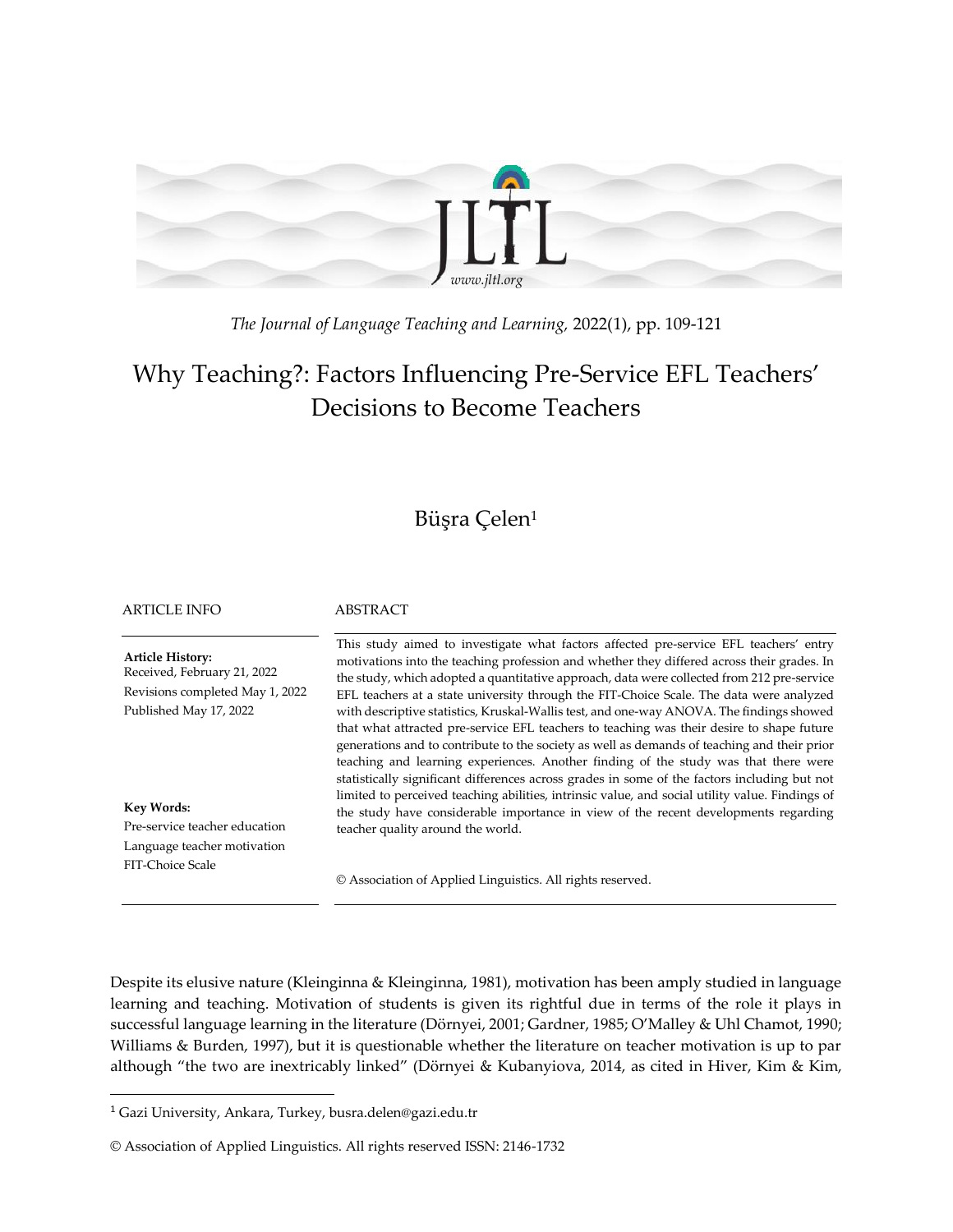*The Journal of Language Teaching and Learning,* 2022(1), pp. 109-121

# Why Teaching?: Factors Influencing Pre-Service EFL Teachers' Decisions to Become Teachers

Büşra Çelen[1]

ARTICLE INFO

**Article History:**
Received, February 21, 2022
Revisions completed May 1, 2022
Published May 17, 2022

**Key Words:**
Pre-service teacher education
Language teacher motivation
FIT-Choice Scale

ABSTRACT

This study aimed to investigate what factors affected pre-service EFL teachers' entry motivations into the teaching profession and whether they differed across their grades. In the study, which adopted a quantitative approach, data were collected from 212 pre-service EFL teachers at a state university through the FIT-Choice Scale. The data were analyzed with descriptive statistics, Kruskal-Wallis test, and one-way ANOVA. The findings showed that what attracted pre-service EFL teachers to teaching was their desire to shape future generations and to contribute to the society as well as demands of teaching and their prior teaching and learning experiences. Another finding of the study was that there were statistically significant differences across grades in some of the factors including but not limited to perceived teaching abilities, intrinsic value, and social utility value. Findings of the study have considerable importance in view of the recent developments regarding teacher quality around the world.

© Association of Applied Linguistics. All rights reserved.

Despite its elusive nature (Kleinginna & Kleinginna, 1981), motivation has been amply studied in language learning and teaching. Motivation of students is given its rightful due in terms of the role it plays in successful language learning in the literature (Dörnyei, 2001; Gardner, 1985; O'Malley & Uhl Chamot, 1990; Williams & Burden, 1997), but it is questionable whether the literature on teacher motivation is up to par although "the two are inextricably linked" (Dörnyei & Kubanyiova, 2014, as cited in Hiver, Kim & Kim,

[1] Gazi University, Ankara, Turkey, busra.delen@gazi.edu.tr

© Association of Applied Linguistics. All rights reserved ISSN: 2146-1732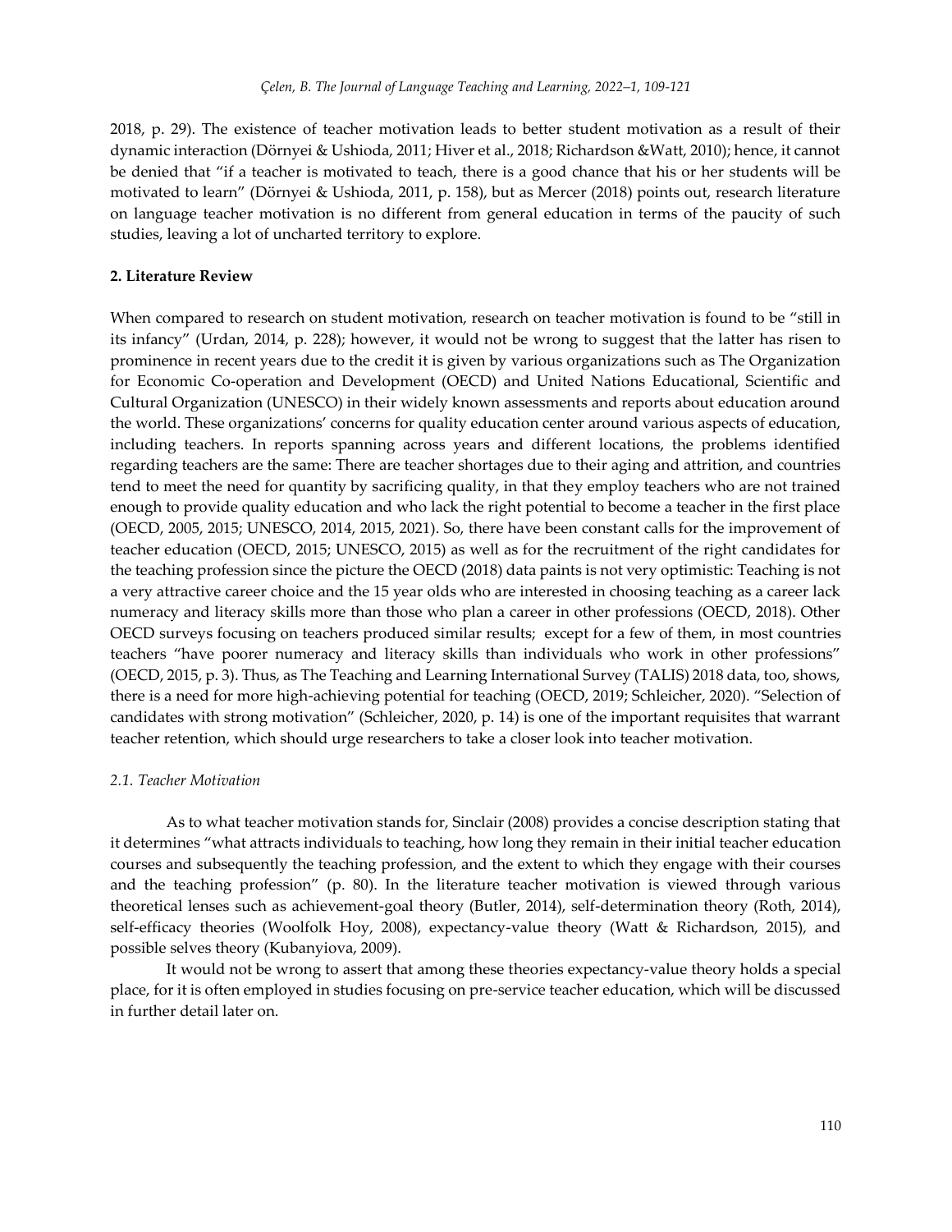2018, p. 29). The existence of teacher motivation leads to better student motivation as a result of their dynamic interaction (Dörnyei & Ushioda, 2011; Hiver et al., 2018; Richardson &Watt, 2010); hence, it cannot be denied that "if a teacher is motivated to teach, there is a good chance that his or her students will be motivated to learn" (Dörnyei & Ushioda, 2011, p. 158), but as Mercer (2018) points out, research literature on language teacher motivation is no different from general education in terms of the paucity of such studies, leaving a lot of uncharted territory to explore.

## 2. Literature Review

When compared to research on student motivation, research on teacher motivation is found to be "still in its infancy" (Urdan, 2014, p. 228); however, it would not be wrong to suggest that the latter has risen to prominence in recent years due to the credit it is given by various organizations such as The Organization for Economic Co-operation and Development (OECD) and United Nations Educational, Scientific and Cultural Organization (UNESCO) in their widely known assessments and reports about education around the world. These organizations' concerns for quality education center around various aspects of education, including teachers. In reports spanning across years and different locations, the problems identified regarding teachers are the same: There are teacher shortages due to their aging and attrition, and countries tend to meet the need for quantity by sacrificing quality, in that they employ teachers who are not trained enough to provide quality education and who lack the right potential to become a teacher in the first place (OECD, 2005, 2015; UNESCO, 2014, 2015, 2021). So, there have been constant calls for the improvement of teacher education (OECD, 2015; UNESCO, 2015) as well as for the recruitment of the right candidates for the teaching profession since the picture the OECD (2018) data paints is not very optimistic: Teaching is not a very attractive career choice and the 15 year olds who are interested in choosing teaching as a career lack numeracy and literacy skills more than those who plan a career in other professions (OECD, 2018). Other OECD surveys focusing on teachers produced similar results; except for a few of them, in most countries teachers "have poorer numeracy and literacy skills than individuals who work in other professions" (OECD, 2015, p. 3). Thus, as The Teaching and Learning International Survey (TALIS) 2018 data, too, shows, there is a need for more high-achieving potential for teaching (OECD, 2019; Schleicher, 2020). "Selection of candidates with strong motivation" (Schleicher, 2020, p. 14) is one of the important requisites that warrant teacher retention, which should urge researchers to take a closer look into teacher motivation.

### *2.1. Teacher Motivation*

As to what teacher motivation stands for, Sinclair (2008) provides a concise description stating that it determines "what attracts individuals to teaching, how long they remain in their initial teacher education courses and subsequently the teaching profession, and the extent to which they engage with their courses and the teaching profession" (p. 80). In the literature teacher motivation is viewed through various theoretical lenses such as achievement-goal theory (Butler, 2014), self-determination theory (Roth, 2014), self-efficacy theories (Woolfolk Hoy, 2008), expectancy-value theory (Watt & Richardson, 2015), and possible selves theory (Kubanyiova, 2009).

It would not be wrong to assert that among these theories expectancy-value theory holds a special place, for it is often employed in studies focusing on pre-service teacher education, which will be discussed in further detail later on.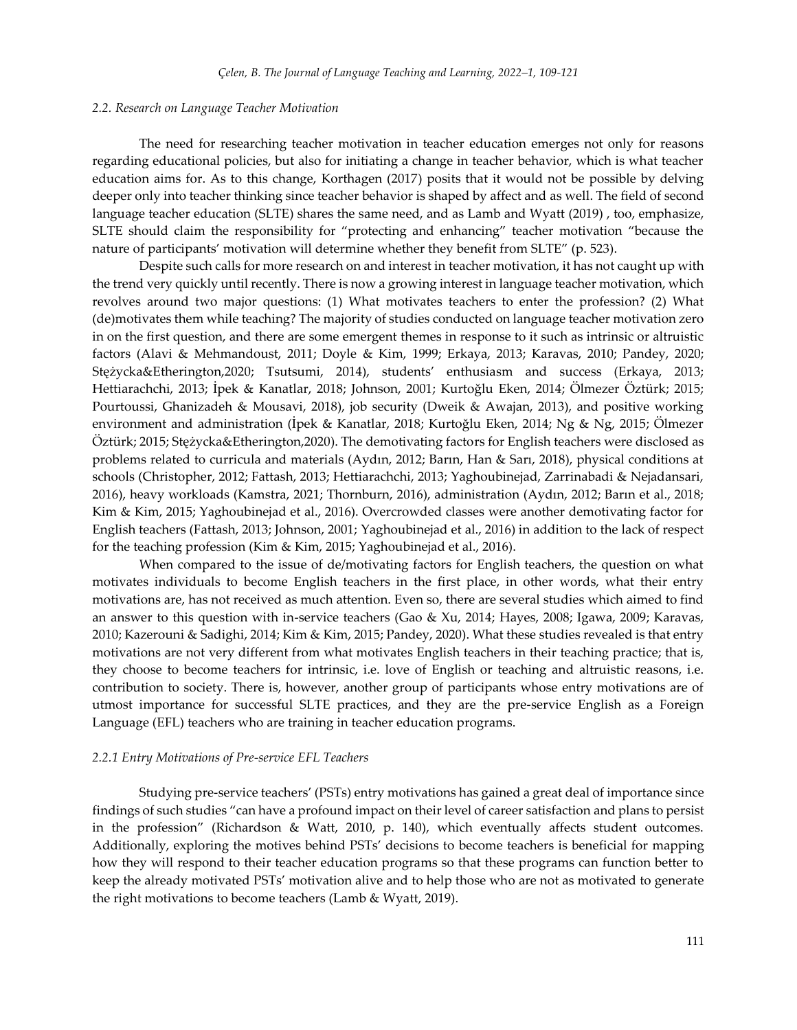### *2.2. Research on Language Teacher Motivation*

The need for researching teacher motivation in teacher education emerges not only for reasons regarding educational policies, but also for initiating a change in teacher behavior, which is what teacher education aims for. As to this change, Korthagen (2017) posits that it would not be possible by delving deeper only into teacher thinking since teacher behavior is shaped by affect and as well. The field of second language teacher education (SLTE) shares the same need, and as Lamb and Wyatt (2019) , too, emphasize, SLTE should claim the responsibility for "protecting and enhancing" teacher motivation "because the nature of participants' motivation will determine whether they benefit from SLTE" (p. 523).

Despite such calls for more research on and interest in teacher motivation, it has not caught up with the trend very quickly until recently. There is now a growing interest in language teacher motivation, which revolves around two major questions: (1) What motivates teachers to enter the profession? (2) What (de)motivates them while teaching? The majority of studies conducted on language teacher motivation zero in on the first question, and there are some emergent themes in response to it such as intrinsic or altruistic factors (Alavi & Mehmandoust, 2011; Doyle & Kim, 1999; Erkaya, 2013; Karavas, 2010; Pandey, 2020; Stężycka&Etherington,2020; Tsutsumi, 2014), students' enthusiasm and success (Erkaya, 2013; Hettiarachchi, 2013; İpek & Kanatlar, 2018; Johnson, 2001; Kurtoğlu Eken, 2014; Ölmezer Öztürk; 2015; Pourtoussi, Ghanizadeh & Mousavi, 2018), job security (Dweik & Awajan, 2013), and positive working environment and administration (İpek & Kanatlar, 2018; Kurtoğlu Eken, 2014; Ng & Ng, 2015; Ölmezer Öztürk; 2015; Stężycka&Etherington,2020). The demotivating factors for English teachers were disclosed as problems related to curricula and materials (Aydın, 2012; Barın, Han & Sarı, 2018), physical conditions at schools (Christopher, 2012; Fattash, 2013; Hettiarachchi, 2013; Yaghoubinejad, Zarrinabadi & Nejadansari, 2016), heavy workloads (Kamstra, 2021; Thornburn, 2016), administration (Aydın, 2012; Barın et al., 2018; Kim & Kim, 2015; Yaghoubinejad et al., 2016). Overcrowded classes were another demotivating factor for English teachers (Fattash, 2013; Johnson, 2001; Yaghoubinejad et al., 2016) in addition to the lack of respect for the teaching profession (Kim & Kim, 2015; Yaghoubinejad et al., 2016).

When compared to the issue of de/motivating factors for English teachers, the question on what motivates individuals to become English teachers in the first place, in other words, what their entry motivations are, has not received as much attention. Even so, there are several studies which aimed to find an answer to this question with in-service teachers (Gao & Xu, 2014; Hayes, 2008; Igawa, 2009; Karavas, 2010; Kazerouni & Sadighi, 2014; Kim & Kim, 2015; Pandey, 2020). What these studies revealed is that entry motivations are not very different from what motivates English teachers in their teaching practice; that is, they choose to become teachers for intrinsic, i.e. love of English or teaching and altruistic reasons, i.e. contribution to society. There is, however, another group of participants whose entry motivations are of utmost importance for successful SLTE practices, and they are the pre-service English as a Foreign Language (EFL) teachers who are training in teacher education programs.

#### *2.2.1 Entry Motivations of Pre-service EFL Teachers*

Studying pre-service teachers' (PSTs) entry motivations has gained a great deal of importance since findings of such studies "can have a profound impact on their level of career satisfaction and plans to persist in the profession" (Richardson & Watt, 2010, p. 140), which eventually affects student outcomes. Additionally, exploring the motives behind PSTs' decisions to become teachers is beneficial for mapping how they will respond to their teacher education programs so that these programs can function better to keep the already motivated PSTs' motivation alive and to help those who are not as motivated to generate the right motivations to become teachers (Lamb & Wyatt, 2019).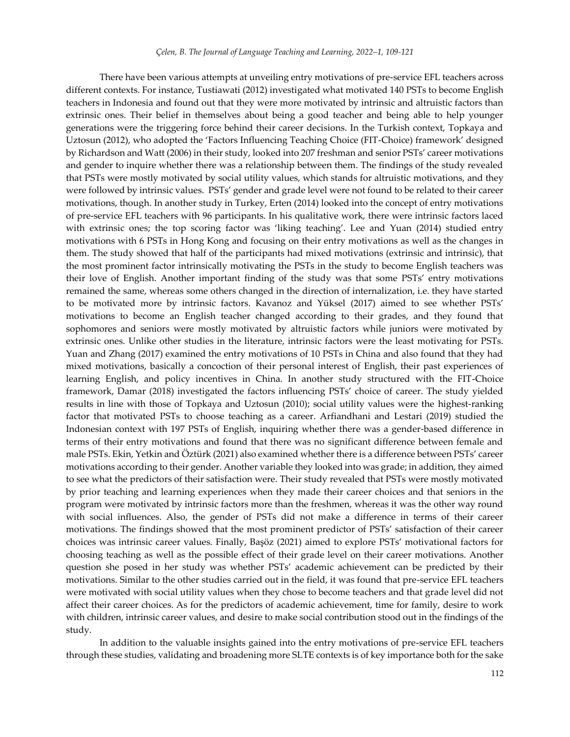There have been various attempts at unveiling entry motivations of pre-service EFL teachers across different contexts. For instance, Tustiawati (2012) investigated what motivated 140 PSTs to become English teachers in Indonesia and found out that they were more motivated by intrinsic and altruistic factors than extrinsic ones. Their belief in themselves about being a good teacher and being able to help younger generations were the triggering force behind their career decisions. In the Turkish context, Topkaya and Uztosun (2012), who adopted the 'Factors Influencing Teaching Choice (FIT-Choice) framework' designed by Richardson and Watt (2006) in their study, looked into 207 freshman and senior PSTs' career motivations and gender to inquire whether there was a relationship between them. The findings of the study revealed that PSTs were mostly motivated by social utility values, which stands for altruistic motivations, and they were followed by intrinsic values. PSTs' gender and grade level were not found to be related to their career motivations, though. In another study in Turkey, Erten (2014) looked into the concept of entry motivations of pre-service EFL teachers with 96 participants. In his qualitative work, there were intrinsic factors laced with extrinsic ones; the top scoring factor was 'liking teaching'. Lee and Yuan (2014) studied entry motivations with 6 PSTs in Hong Kong and focusing on their entry motivations as well as the changes in them. The study showed that half of the participants had mixed motivations (extrinsic and intrinsic), that the most prominent factor intrinsically motivating the PSTs in the study to become English teachers was their love of English. Another important finding of the study was that some PSTs' entry motivations remained the same, whereas some others changed in the direction of internalization, i.e. they have started to be motivated more by intrinsic factors. Kavanoz and Yüksel (2017) aimed to see whether PSTs' motivations to become an English teacher changed according to their grades, and they found that sophomores and seniors were mostly motivated by altruistic factors while juniors were motivated by extrinsic ones. Unlike other studies in the literature, intrinsic factors were the least motivating for PSTs. Yuan and Zhang (2017) examined the entry motivations of 10 PSTs in China and also found that they had mixed motivations, basically a concoction of their personal interest of English, their past experiences of learning English, and policy incentives in China. In another study structured with the FIT-Choice framework, Damar (2018) investigated the factors influencing PSTs' choice of career. The study yielded results in line with those of Topkaya and Uztosun (2010); social utility values were the highest-ranking factor that motivated PSTs to choose teaching as a career. Arfiandhani and Lestari (2019) studied the Indonesian context with 197 PSTs of English, inquiring whether there was a gender-based difference in terms of their entry motivations and found that there was no significant difference between female and male PSTs. Ekin, Yetkin and Öztürk (2021) also examined whether there is a difference between PSTs' career motivations according to their gender. Another variable they looked into was grade; in addition, they aimed to see what the predictors of their satisfaction were. Their study revealed that PSTs were mostly motivated by prior teaching and learning experiences when they made their career choices and that seniors in the program were motivated by intrinsic factors more than the freshmen, whereas it was the other way round with social influences. Also, the gender of PSTs did not make a difference in terms of their career motivations. The findings showed that the most prominent predictor of PSTs' satisfaction of their career choices was intrinsic career values. Finally, Başöz (2021) aimed to explore PSTs' motivational factors for choosing teaching as well as the possible effect of their grade level on their career motivations. Another question she posed in her study was whether PSTs' academic achievement can be predicted by their motivations. Similar to the other studies carried out in the field, it was found that pre-service EFL teachers were motivated with social utility values when they chose to become teachers and that grade level did not affect their career choices. As for the predictors of academic achievement, time for family, desire to work with children, intrinsic career values, and desire to make social contribution stood out in the findings of the study.

In addition to the valuable insights gained into the entry motivations of pre-service EFL teachers through these studies, validating and broadening more SLTE contexts is of key importance both for the sake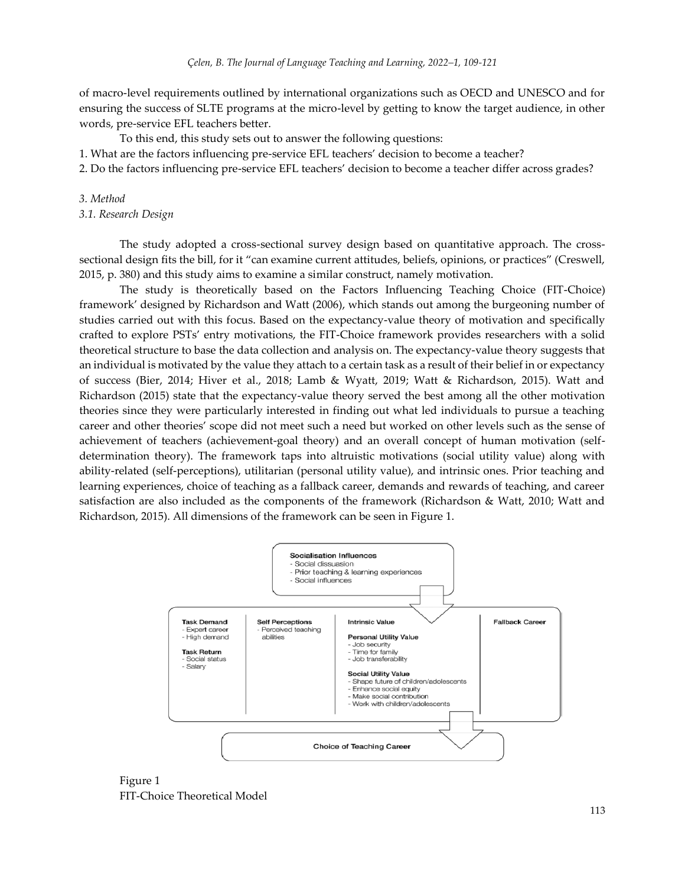of macro-level requirements outlined by international organizations such as OECD and UNESCO and for ensuring the success of SLTE programs at the micro-level by getting to know the target audience, in other words, pre-service EFL teachers better.

To this end, this study sets out to answer the following questions:

1. What are the factors influencing pre-service EFL teachers' decision to become a teacher?
2. Do the factors influencing pre-service EFL teachers' decision to become a teacher differ across grades?

## *3. Method*

### *3.1. Research Design*

The study adopted a cross-sectional survey design based on quantitative approach. The cross-sectional design fits the bill, for it "can examine current attitudes, beliefs, opinions, or practices" (Creswell, 2015, p. 380) and this study aims to examine a similar construct, namely motivation.

The study is theoretically based on the Factors Influencing Teaching Choice (FIT-Choice) framework' designed by Richardson and Watt (2006), which stands out among the burgeoning number of studies carried out with this focus. Based on the expectancy-value theory of motivation and specifically crafted to explore PSTs' entry motivations, the FIT-Choice framework provides researchers with a solid theoretical structure to base the data collection and analysis on. The expectancy-value theory suggests that an individual is motivated by the value they attach to a certain task as a result of their belief in or expectancy of success (Bier, 2014; Hiver et al., 2018; Lamb & Wyatt, 2019; Watt & Richardson, 2015). Watt and Richardson (2015) state that the expectancy-value theory served the best among all the other motivation theories since they were particularly interested in finding out what led individuals to pursue a teaching career and other theories' scope did not meet such a need but worked on other levels such as the sense of achievement of teachers (achievement-goal theory) and an overall concept of human motivation (self-determination theory). The framework taps into altruistic motivations (social utility value) along with ability-related (self-perceptions), utilitarian (personal utility value), and intrinsic ones. Prior teaching and learning experiences, choice of teaching as a fallback career, demands and rewards of teaching, and career satisfaction are also included as the components of the framework (Richardson & Watt, 2010; Watt and Richardson, 2015). All dimensions of the framework can be seen in Figure 1.

Figure 1
FIT-Choice Theoretical Model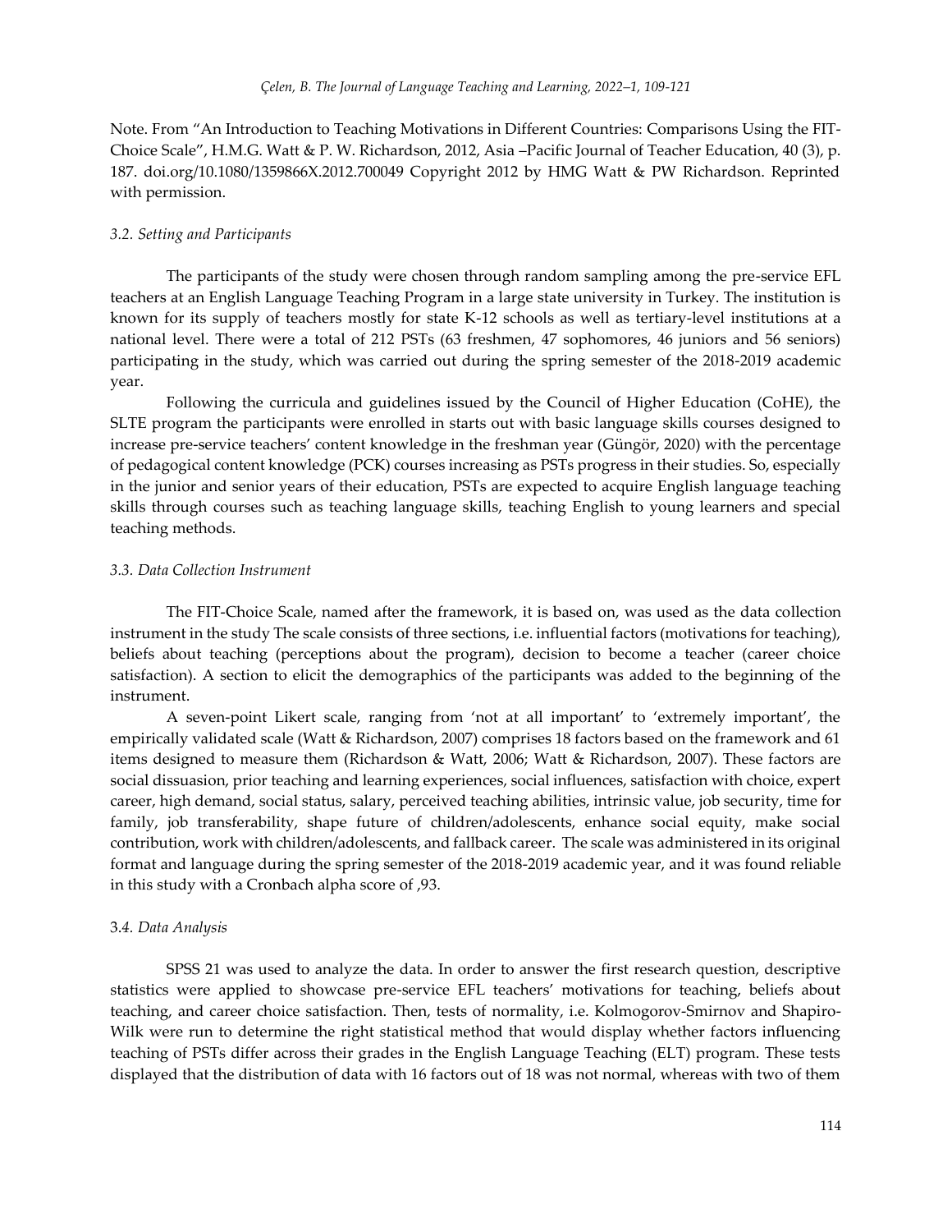Note. From “An Introduction to Teaching Motivations in Different Countries: Comparisons Using the FIT-Choice Scale”, H.M.G. Watt & P. W. Richardson, 2012, Asia –Pacific Journal of Teacher Education, 40 (3), p. 187. doi.org/10.1080/1359866X.2012.700049 Copyright 2012 by HMG Watt & PW Richardson. Reprinted with permission.

### *3.2. Setting and Participants*

The participants of the study were chosen through random sampling among the pre-service EFL teachers at an English Language Teaching Program in a large state university in Turkey. The institution is known for its supply of teachers mostly for state K-12 schools as well as tertiary-level institutions at a national level. There were a total of 212 PSTs (63 freshmen, 47 sophomores, 46 juniors and 56 seniors) participating in the study, which was carried out during the spring semester of the 2018-2019 academic year.

Following the curricula and guidelines issued by the Council of Higher Education (CoHE), the SLTE program the participants were enrolled in starts out with basic language skills courses designed to increase pre-service teachers' content knowledge in the freshman year (Güngör, 2020) with the percentage of pedagogical content knowledge (PCK) courses increasing as PSTs progress in their studies. So, especially in the junior and senior years of their education, PSTs are expected to acquire English language teaching skills through courses such as teaching language skills, teaching English to young learners and special teaching methods.

### *3.3. Data Collection Instrument*

The FIT-Choice Scale, named after the framework, it is based on, was used as the data collection instrument in the study The scale consists of three sections, i.e. influential factors (motivations for teaching), beliefs about teaching (perceptions about the program), decision to become a teacher (career choice satisfaction). A section to elicit the demographics of the participants was added to the beginning of the instrument.

A seven-point Likert scale, ranging from 'not at all important' to 'extremely important', the empirically validated scale (Watt & Richardson, 2007) comprises 18 factors based on the framework and 61 items designed to measure them (Richardson & Watt, 2006; Watt & Richardson, 2007). These factors are social dissuasion, prior teaching and learning experiences, social influences, satisfaction with choice, expert career, high demand, social status, salary, perceived teaching abilities, intrinsic value, job security, time for family, job transferability, shape future of children/adolescents, enhance social equity, make social contribution, work with children/adolescents, and fallback career. The scale was administered in its original format and language during the spring semester of the 2018-2019 academic year, and it was found reliable in this study with a Cronbach alpha score of ,93.

### 3.*4. Data Analysis*

SPSS 21 was used to analyze the data. In order to answer the first research question, descriptive statistics were applied to showcase pre-service EFL teachers' motivations for teaching, beliefs about teaching, and career choice satisfaction. Then, tests of normality, i.e. Kolmogorov-Smirnov and Shapiro-Wilk were run to determine the right statistical method that would display whether factors influencing teaching of PSTs differ across their grades in the English Language Teaching (ELT) program. These tests displayed that the distribution of data with 16 factors out of 18 was not normal, whereas with two of them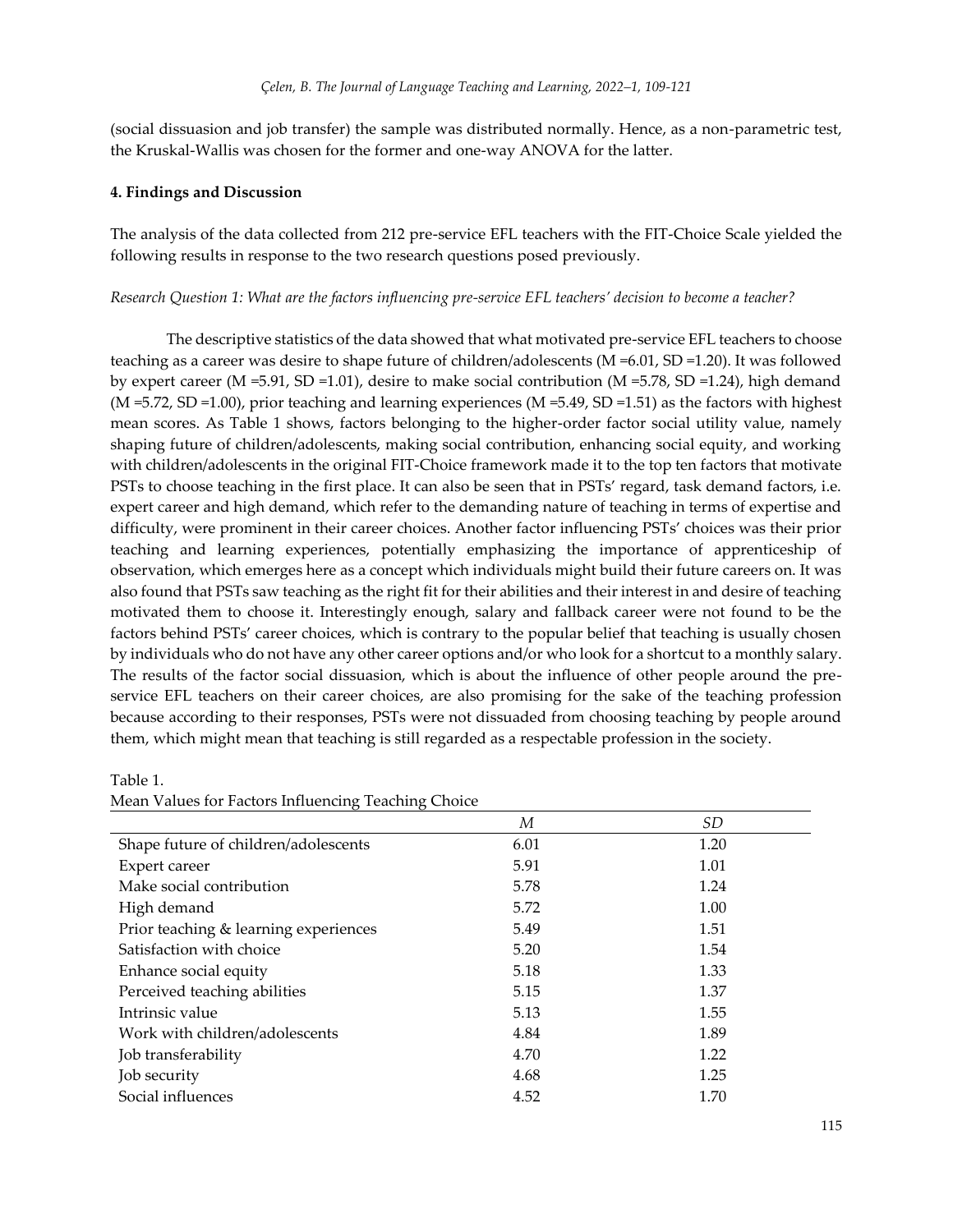(social dissuasion and job transfer) the sample was distributed normally. Hence, as a non-parametric test, the Kruskal-Wallis was chosen for the former and one-way ANOVA for the latter.

**4. Findings and Discussion**

The analysis of the data collected from 212 pre-service EFL teachers with the FIT-Choice Scale yielded the following results in response to the two research questions posed previously.

*Research Question 1: What are the factors influencing pre-service EFL teachers' decision to become a teacher?*

The descriptive statistics of the data showed that what motivated pre-service EFL teachers to choose teaching as a career was desire to shape future of children/adolescents (M =6.01, SD =1.20). It was followed by expert career (M =5.91, SD =1.01), desire to make social contribution (M =5.78, SD =1.24), high demand (M =5.72, SD =1.00), prior teaching and learning experiences (M =5.49, SD =1.51) as the factors with highest mean scores. As Table 1 shows, factors belonging to the higher-order factor social utility value, namely shaping future of children/adolescents, making social contribution, enhancing social equity, and working with children/adolescents in the original FIT-Choice framework made it to the top ten factors that motivate PSTs to choose teaching in the first place. It can also be seen that in PSTs' regard, task demand factors, i.e. expert career and high demand, which refer to the demanding nature of teaching in terms of expertise and difficulty, were prominent in their career choices. Another factor influencing PSTs' choices was their prior teaching and learning experiences, potentially emphasizing the importance of apprenticeship of observation, which emerges here as a concept which individuals might build their future careers on. It was also found that PSTs saw teaching as the right fit for their abilities and their interest in and desire of teaching motivated them to choose it. Interestingly enough, salary and fallback career were not found to be the factors behind PSTs' career choices, which is contrary to the popular belief that teaching is usually chosen by individuals who do not have any other career options and/or who look for a shortcut to a monthly salary. The results of the factor social dissuasion, which is about the influence of other people around the pre-service EFL teachers on their career choices, are also promising for the sake of the teaching profession because according to their responses, PSTs were not dissuaded from choosing teaching by people around them, which might mean that teaching is still regarded as a respectable profession in the society.

Table 1.
Mean Values for Factors Influencing Teaching Choice

| | *M* | *SD* |
|---|---|---|
| Shape future of children/adolescents | 6.01 | 1.20 |
| Expert career | 5.91 | 1.01 |
| Make social contribution | 5.78 | 1.24 |
| High demand | 5.72 | 1.00 |
| Prior teaching & learning experiences | 5.49 | 1.51 |
| Satisfaction with choice | 5.20 | 1.54 |
| Enhance social equity | 5.18 | 1.33 |
| Perceived teaching abilities | 5.15 | 1.37 |
| Intrinsic value | 5.13 | 1.55 |
| Work with children/adolescents | 4.84 | 1.89 |
| Job transferability | 4.70 | 1.22 |
| Job security | 4.68 | 1.25 |
| Social influences | 4.52 | 1.70 |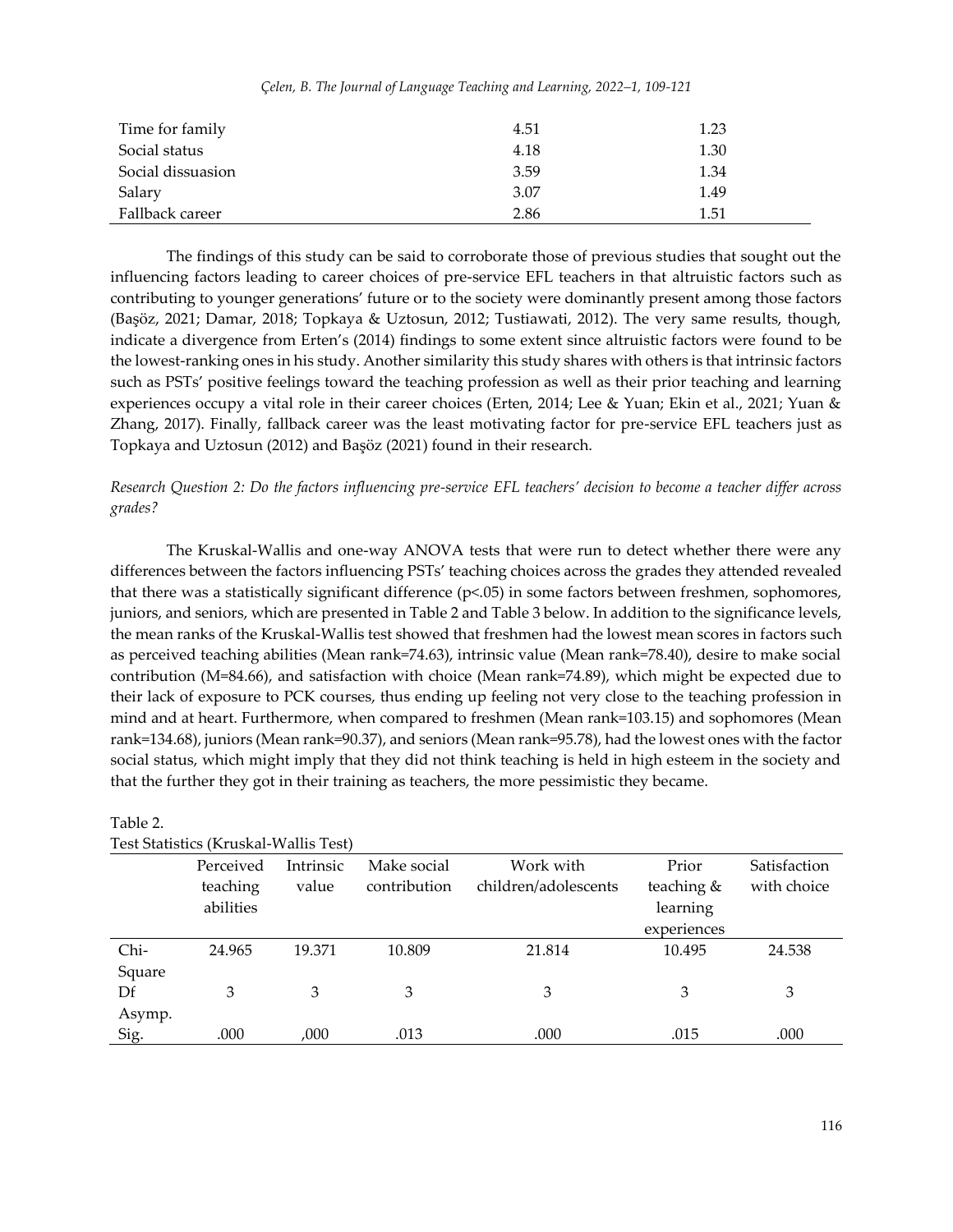| Time for family | 4.51 | 1.23 |
| --- | --- | --- |
| Social status | 4.18 | 1.30 |
| Social dissuasion | 3.59 | 1.34 |
| Salary | 3.07 | 1.49 |
| Fallback career | 2.86 | 1.51 |

The findings of this study can be said to corroborate those of previous studies that sought out the influencing factors leading to career choices of pre-service EFL teachers in that altruistic factors such as contributing to younger generations' future or to the society were dominantly present among those factors (Başöz, 2021; Damar, 2018; Topkaya & Uztosun, 2012; Tustiawati, 2012). The very same results, though, indicate a divergence from Erten's (2014) findings to some extent since altruistic factors were found to be the lowest-ranking ones in his study. Another similarity this study shares with others is that intrinsic factors such as PSTs' positive feelings toward the teaching profession as well as their prior teaching and learning experiences occupy a vital role in their career choices (Erten, 2014; Lee & Yuan; Ekin et al., 2021; Yuan & Zhang, 2017). Finally, fallback career was the least motivating factor for pre-service EFL teachers just as Topkaya and Uztosun (2012) and Başöz (2021) found in their research.

*Research Question 2: Do the factors influencing pre-service EFL teachers' decision to become a teacher differ across grades?*

The Kruskal-Wallis and one-way ANOVA tests that were run to detect whether there were any differences between the factors influencing PSTs' teaching choices across the grades they attended revealed that there was a statistically significant difference ($p<.05$) in some factors between freshmen, sophomores, juniors, and seniors, which are presented in Table 2 and Table 3 below. In addition to the significance levels, the mean ranks of the Kruskal-Wallis test showed that freshmen had the lowest mean scores in factors such as perceived teaching abilities (Mean rank=74.63), intrinsic value (Mean rank=78.40), desire to make social contribution (M=84.66), and satisfaction with choice (Mean rank=74.89), which might be expected due to their lack of exposure to PCK courses, thus ending up feeling not very close to the teaching profession in mind and at heart. Furthermore, when compared to freshmen (Mean rank=103.15) and sophomores (Mean rank=134.68), juniors (Mean rank=90.37), and seniors (Mean rank=95.78), had the lowest ones with the factor social status, which might imply that they did not think teaching is held in high esteem in the society and that the further they got in their training as teachers, the more pessimistic they became.

Table 2.
Test Statistics (Kruskal-Wallis Test)

| | Perceived teaching abilities | Intrinsic value | Make social contribution | Work with children/adolescents | Prior teaching & learning experiences | Satisfaction with choice |
| --- | --- | --- | --- | --- | --- | --- |
| Chi-Square | 24.965 | 19.371 | 10.809 | 21.814 | 10.495 | 24.538 |
| Df | 3 | 3 | 3 | 3 | 3 | 3 |
| Asymp. Sig. | .000 | ,000 | .013 | .000 | .015 | .000 |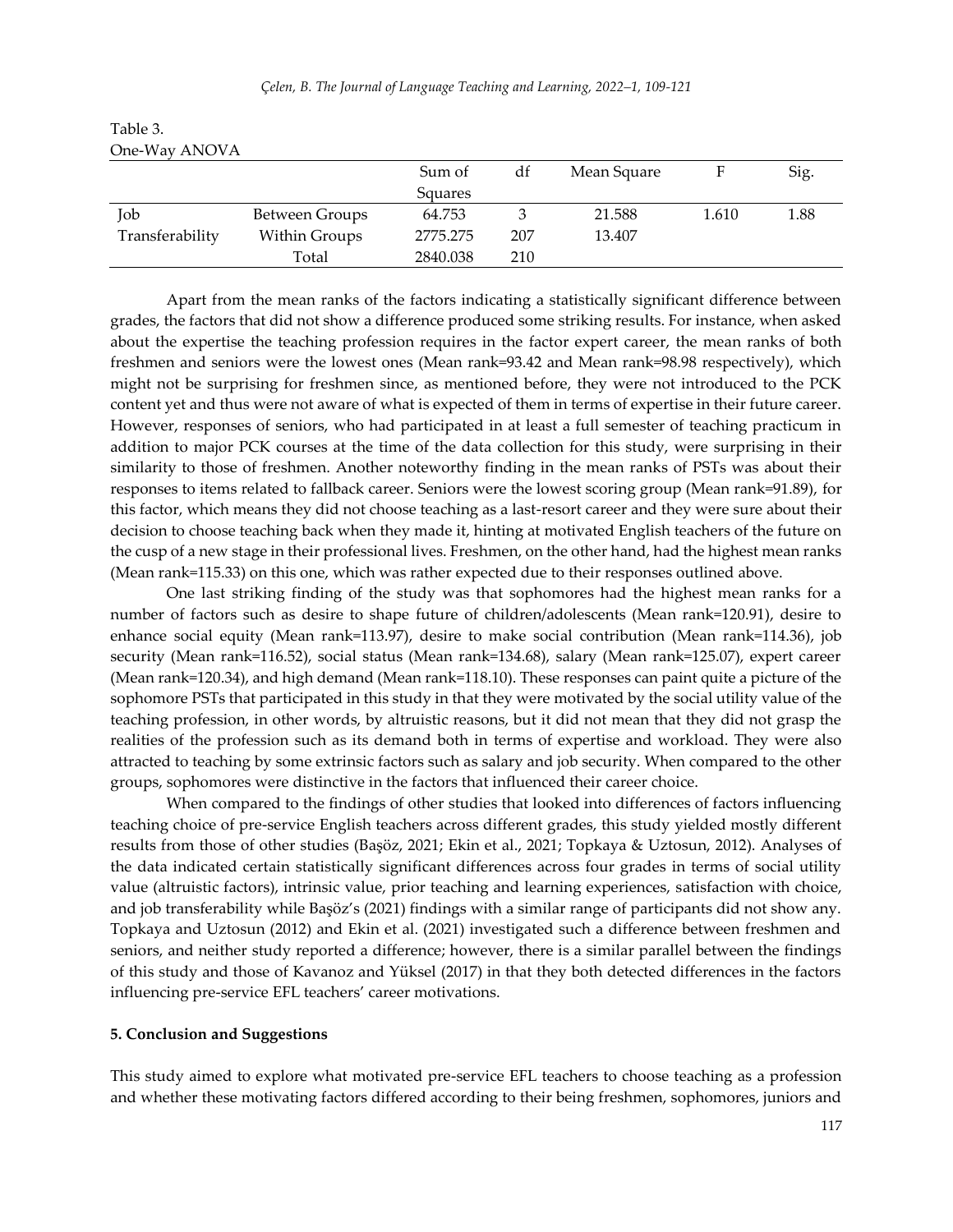Table 3.
One-Way ANOVA

| | | Sum of Squares | df | Mean Square | F | Sig. |
|---|---|---|---|---|---|---|
| Job Transferability | Between Groups | 64.753 | 3 | 21.588 | 1.610 | 1.88 |
| | Within Groups | 2775.275 | 207 | 13.407 | | |
| | Total | 2840.038 | 210 | | | |

Apart from the mean ranks of the factors indicating a statistically significant difference between grades, the factors that did not show a difference produced some striking results. For instance, when asked about the expertise the teaching profession requires in the factor expert career, the mean ranks of both freshmen and seniors were the lowest ones (Mean rank=93.42 and Mean rank=98.98 respectively), which might not be surprising for freshmen since, as mentioned before, they were not introduced to the PCK content yet and thus were not aware of what is expected of them in terms of expertise in their future career. However, responses of seniors, who had participated in at least a full semester of teaching practicum in addition to major PCK courses at the time of the data collection for this study, were surprising in their similarity to those of freshmen. Another noteworthy finding in the mean ranks of PSTs was about their responses to items related to fallback career. Seniors were the lowest scoring group (Mean rank=91.89), for this factor, which means they did not choose teaching as a last-resort career and they were sure about their decision to choose teaching back when they made it, hinting at motivated English teachers of the future on the cusp of a new stage in their professional lives. Freshmen, on the other hand, had the highest mean ranks (Mean rank=115.33) on this one, which was rather expected due to their responses outlined above.

One last striking finding of the study was that sophomores had the highest mean ranks for a number of factors such as desire to shape future of children/adolescents (Mean rank=120.91), desire to enhance social equity (Mean rank=113.97), desire to make social contribution (Mean rank=114.36), job security (Mean rank=116.52), social status (Mean rank=134.68), salary (Mean rank=125.07), expert career (Mean rank=120.34), and high demand (Mean rank=118.10). These responses can paint quite a picture of the sophomore PSTs that participated in this study in that they were motivated by the social utility value of the teaching profession, in other words, by altruistic reasons, but it did not mean that they did not grasp the realities of the profession such as its demand both in terms of expertise and workload. They were also attracted to teaching by some extrinsic factors such as salary and job security. When compared to the other groups, sophomores were distinctive in the factors that influenced their career choice.

When compared to the findings of other studies that looked into differences of factors influencing teaching choice of pre-service English teachers across different grades, this study yielded mostly different results from those of other studies (Başöz, 2021; Ekin et al., 2021; Topkaya & Uztosun, 2012). Analyses of the data indicated certain statistically significant differences across four grades in terms of social utility value (altruistic factors), intrinsic value, prior teaching and learning experiences, satisfaction with choice, and job transferability while Başöz's (2021) findings with a similar range of participants did not show any. Topkaya and Uztosun (2012) and Ekin et al. (2021) investigated such a difference between freshmen and seniors, and neither study reported a difference; however, there is a similar parallel between the findings of this study and those of Kavanoz and Yüksel (2017) in that they both detected differences in the factors influencing pre-service EFL teachers' career motivations.

## 5. Conclusion and Suggestions

This study aimed to explore what motivated pre-service EFL teachers to choose teaching as a profession and whether these motivating factors differed according to their being freshmen, sophomores, juniors and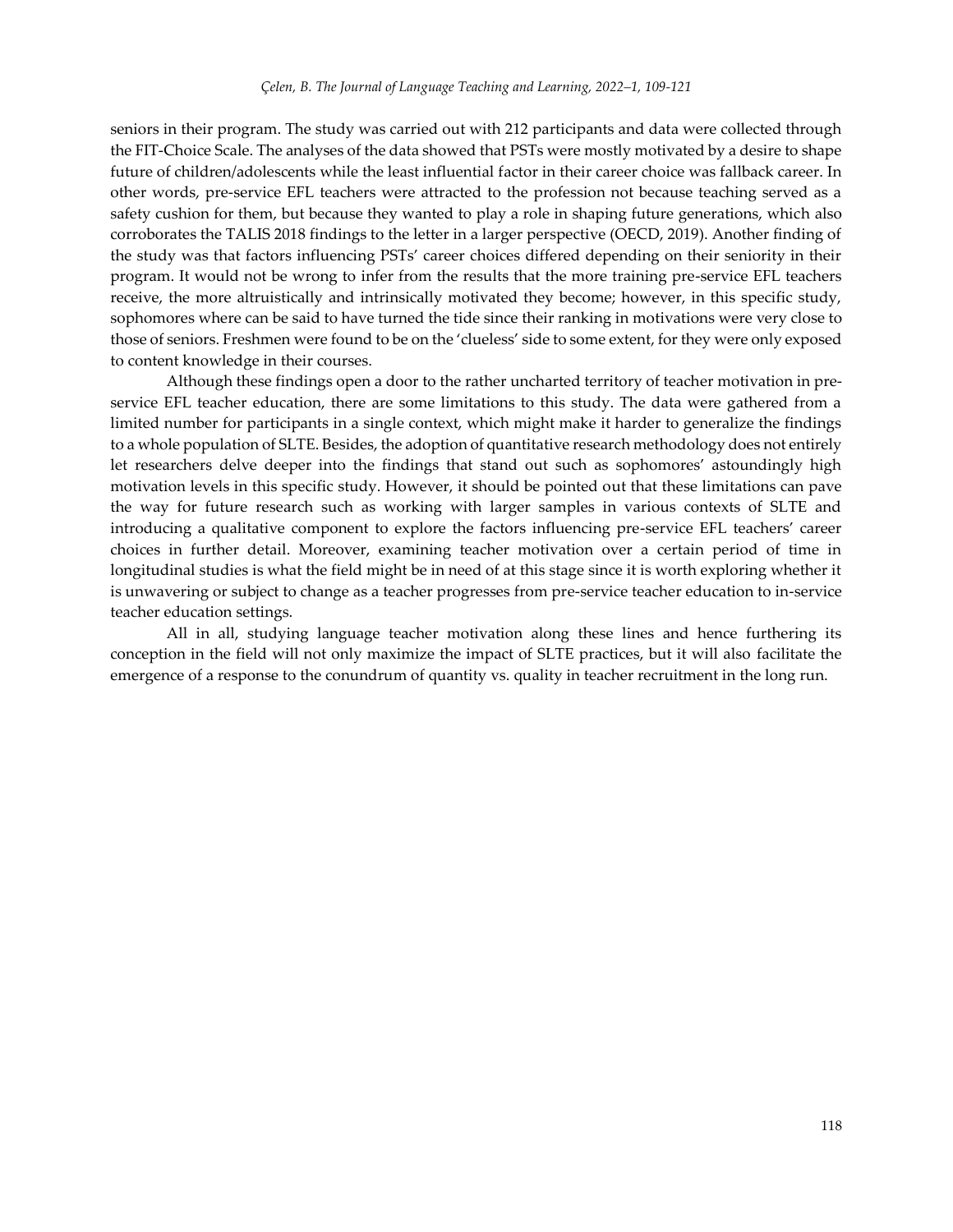seniors in their program. The study was carried out with 212 participants and data were collected through the FIT-Choice Scale. The analyses of the data showed that PSTs were mostly motivated by a desire to shape future of children/adolescents while the least influential factor in their career choice was fallback career. In other words, pre-service EFL teachers were attracted to the profession not because teaching served as a safety cushion for them, but because they wanted to play a role in shaping future generations, which also corroborates the TALIS 2018 findings to the letter in a larger perspective (OECD, 2019). Another finding of the study was that factors influencing PSTs' career choices differed depending on their seniority in their program. It would not be wrong to infer from the results that the more training pre-service EFL teachers receive, the more altruistically and intrinsically motivated they become; however, in this specific study, sophomores where can be said to have turned the tide since their ranking in motivations were very close to those of seniors. Freshmen were found to be on the 'clueless' side to some extent, for they were only exposed to content knowledge in their courses.

Although these findings open a door to the rather uncharted territory of teacher motivation in pre-service EFL teacher education, there are some limitations to this study. The data were gathered from a limited number for participants in a single context, which might make it harder to generalize the findings to a whole population of SLTE. Besides, the adoption of quantitative research methodology does not entirely let researchers delve deeper into the findings that stand out such as sophomores' astoundingly high motivation levels in this specific study. However, it should be pointed out that these limitations can pave the way for future research such as working with larger samples in various contexts of SLTE and introducing a qualitative component to explore the factors influencing pre-service EFL teachers' career choices in further detail. Moreover, examining teacher motivation over a certain period of time in longitudinal studies is what the field might be in need of at this stage since it is worth exploring whether it is unwavering or subject to change as a teacher progresses from pre-service teacher education to in-service teacher education settings.

All in all, studying language teacher motivation along these lines and hence furthering its conception in the field will not only maximize the impact of SLTE practices, but it will also facilitate the emergence of a response to the conundrum of quantity vs. quality in teacher recruitment in the long run.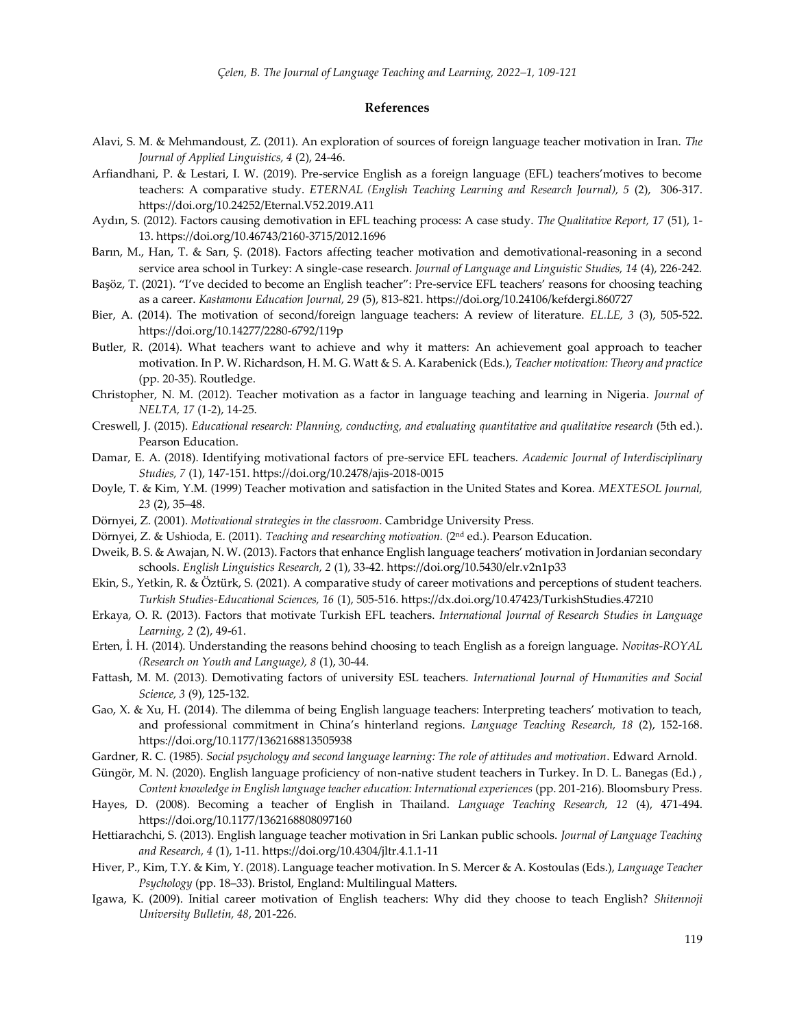## References

Alavi, S. M. & Mehmandoust, Z. (2011). An exploration of sources of foreign language teacher motivation in Iran. *The Journal of Applied Linguistics, 4* (2), 24-46.

Arfiandhani, P. & Lestari, I. W. (2019). Pre-service English as a foreign language (EFL) teachers'motives to become teachers: A comparative study. *ETERNAL (English Teaching Learning and Research Journal), 5* (2), 306-317. https://doi.org/10.24252/Eternal.V52.2019.A11

Aydın, S. (2012). Factors causing demotivation in EFL teaching process: A case study. *The Qualitative Report, 17* (51), 1-13. https://doi.org/10.46743/2160-3715/2012.1696

Barın, M., Han, T. & Sarı, Ş. (2018). Factors affecting teacher motivation and demotivational-reasoning in a second service area school in Turkey: A single-case research. *Journal of Language and Linguistic Studies, 14* (4), 226-242.

Başöz, T. (2021). "I've decided to become an English teacher": Pre-service EFL teachers' reasons for choosing teaching as a career. *Kastamonu Education Journal, 29* (5), 813-821. https://doi.org/10.24106/kefdergi.860727

Bier, A. (2014). The motivation of second/foreign language teachers: A review of literature. *EL.LE, 3* (3), 505-522. https://doi.org/10.14277/2280-6792/119p

Butler, R. (2014). What teachers want to achieve and why it matters: An achievement goal approach to teacher motivation. In P. W. Richardson, H. M. G. Watt & S. A. Karabenick (Eds.), *Teacher motivation: Theory and practice* (pp. 20-35). Routledge.

Christopher, N. M. (2012). Teacher motivation as a factor in language teaching and learning in Nigeria. *Journal of NELTA, 17* (1-2), 14-25.

Creswell, J. (2015). *Educational research: Planning, conducting, and evaluating quantitative and qualitative research* (5th ed.). Pearson Education.

Damar, E. A. (2018). Identifying motivational factors of pre-service EFL teachers. *Academic Journal of Interdisciplinary Studies, 7* (1), 147-151. https://doi.org/10.2478/ajis-2018-0015

Doyle, T. & Kim, Y.M. (1999) Teacher motivation and satisfaction in the United States and Korea. *MEXTESOL Journal, 23* (2), 35–48.

Dörnyei, Z. (2001). *Motivational strategies in the classroom*. Cambridge University Press.

Dörnyei, Z. & Ushioda, E. (2011). *Teaching and researching motivation.* (2nd ed.). Pearson Education.

Dweik, B. S. & Awajan, N. W. (2013). Factors that enhance English language teachers' motivation in Jordanian secondary schools. *English Linguistics Research, 2* (1), 33-42. https://doi.org/10.5430/elr.v2n1p33

Ekin, S., Yetkin, R. & Öztürk, S. (2021). A comparative study of career motivations and perceptions of student teachers. *Turkish Studies-Educational Sciences, 16* (1), 505-516. https://dx.doi.org/10.47423/TurkishStudies.47210

Erkaya, O. R. (2013). Factors that motivate Turkish EFL teachers. *International Journal of Research Studies in Language Learning, 2* (2), 49-61.

Erten, İ. H. (2014). Understanding the reasons behind choosing to teach English as a foreign language. *Novitas-ROYAL (Research on Youth and Language), 8* (1), 30-44.

Fattash, M. M. (2013). Demotivating factors of university ESL teachers. *International Journal of Humanities and Social Science, 3* (9), 125-132.

Gao, X. & Xu, H. (2014). The dilemma of being English language teachers: Interpreting teachers' motivation to teach, and professional commitment in China's hinterland regions. *Language Teaching Research, 18* (2), 152-168. https://doi.org/10.1177/1362168813505938

Gardner, R. C. (1985). *Social psychology and second language learning: The role of attitudes and motivation*. Edward Arnold.

Güngör, M. N. (2020). English language proficiency of non-native student teachers in Turkey. In D. L. Banegas (Ed.) , *Content knowledge in English language teacher education: International experiences* (pp. 201-216). Bloomsbury Press.

Hayes, D. (2008). Becoming a teacher of English in Thailand. *Language Teaching Research, 12* (4), 471-494. https://doi.org/10.1177/1362168808097160

Hettiarachchi, S. (2013). English language teacher motivation in Sri Lankan public schools. *Journal of Language Teaching and Research, 4* (1), 1-11. https://doi.org/10.4304/jltr.4.1.1-11

Hiver, P., Kim, T.Y. & Kim, Y. (2018). Language teacher motivation. In S. Mercer & A. Kostoulas (Eds.), *Language Teacher Psychology* (pp. 18–33). Bristol, England: Multilingual Matters.

Igawa, K. (2009). Initial career motivation of English teachers: Why did they choose to teach English? *Shitennoji University Bulletin, 48*, 201-226.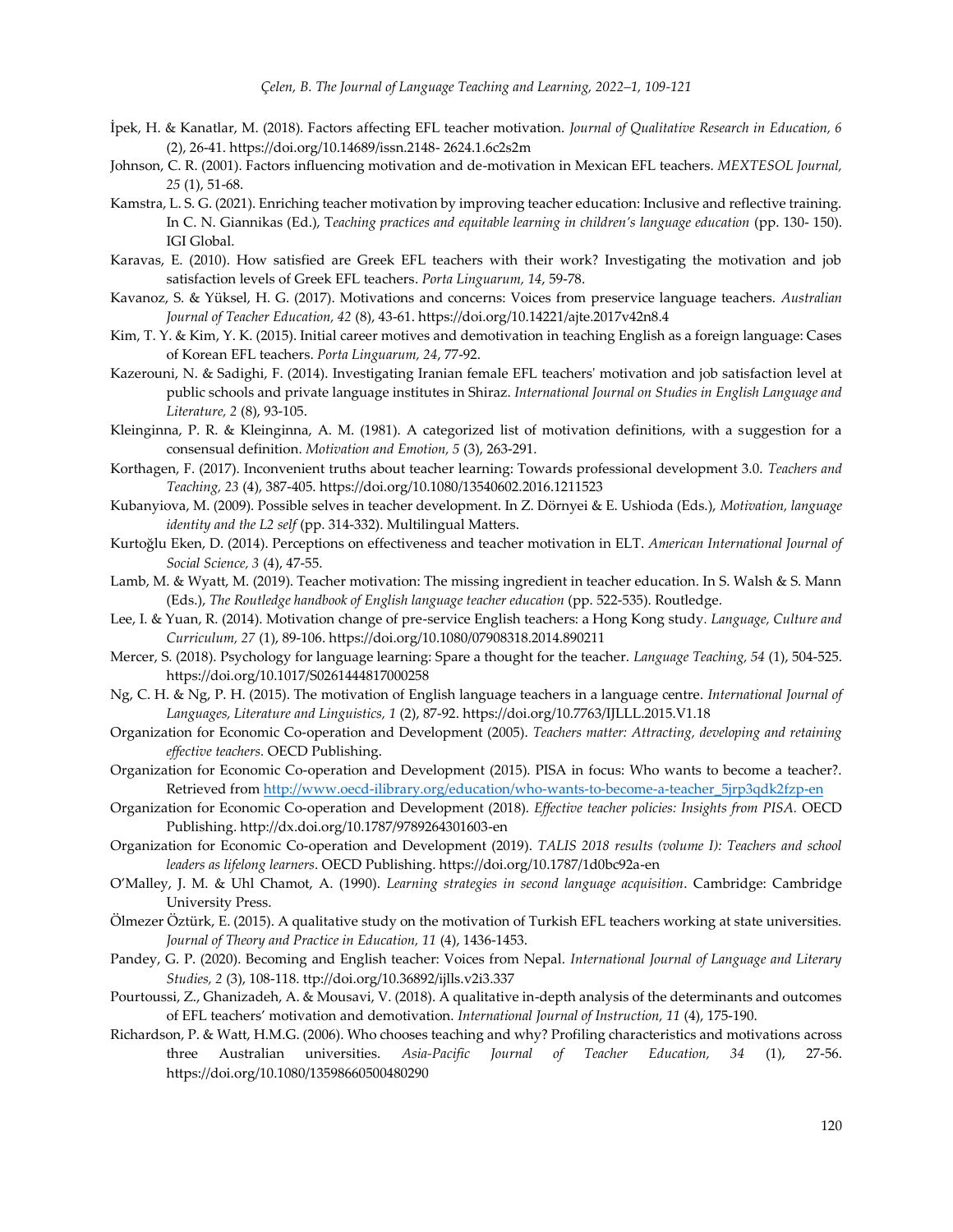İpek, H. & Kanatlar, M. (2018). Factors affecting EFL teacher motivation. *Journal of Qualitative Research in Education, 6* (2), 26-41. https://doi.org/10.14689/issn.2148- 2624.1.6c2s2m

Johnson, C. R. (2001). Factors influencing motivation and de-motivation in Mexican EFL teachers. *MEXTESOL Journal, 25* (1), 51-68.

Kamstra, L. S. G. (2021). Enriching teacher motivation by improving teacher education: Inclusive and reflective training. In C. N. Giannikas (Ed.), T*eaching practices and equitable learning in children's language education* (pp. 130- 150). IGI Global.

Karavas, E. (2010). How satisfied are Greek EFL teachers with their work? Investigating the motivation and job satisfaction levels of Greek EFL teachers. *Porta Linguarum, 14*, 59-78.

Kavanoz, S. & Yüksel, H. G. (2017). Motivations and concerns: Voices from preservice language teachers. *Australian Journal of Teacher Education, 42* (8), 43-61. https://doi.org/10.14221/ajte.2017v42n8.4

Kim, T. Y. & Kim, Y. K. (2015). Initial career motives and demotivation in teaching English as a foreign language: Cases of Korean EFL teachers. *Porta Linguarum, 24*, 77-92.

Kazerouni, N. & Sadighi, F. (2014). Investigating Iranian female EFL teachers' motivation and job satisfaction level at public schools and private language institutes in Shiraz. *International Journal on Studies in English Language and Literature, 2* (8), 93-105.

Kleinginna, P. R. & Kleinginna, A. M. (1981). A categorized list of motivation definitions, with a suggestion for a consensual definition. *Motivation and Emotion, 5* (3), 263-291.

Korthagen, F. (2017). Inconvenient truths about teacher learning: Towards professional development 3.0. *Teachers and Teaching, 23* (4), 387-405. https://doi.org/10.1080/13540602.2016.1211523

Kubanyiova, M. (2009). Possible selves in teacher development. In Z. Dörnyei & E. Ushioda (Eds.), *Motivation, language identity and the L2 self* (pp. 314-332). Multilingual Matters.

Kurtoğlu Eken, D. (2014). Perceptions on effectiveness and teacher motivation in ELT. *American International Journal of Social Science, 3* (4), 47-55.

Lamb, M. & Wyatt, M. (2019). Teacher motivation: The missing ingredient in teacher education. In S. Walsh & S. Mann (Eds.), *The Routledge handbook of English language teacher education* (pp. 522-535). Routledge.

Lee, I. & Yuan, R. (2014). Motivation change of pre-service English teachers: a Hong Kong study. *Language, Culture and Curriculum, 27* (1), 89-106. https://doi.org/10.1080/07908318.2014.890211

Mercer, S. (2018). Psychology for language learning: Spare a thought for the teacher. *Language Teaching, 54* (1), 504-525. https://doi.org/10.1017/S0261444817000258

Ng, C. H. & Ng, P. H. (2015). The motivation of English language teachers in a language centre. *International Journal of Languages, Literature and Linguistics, 1* (2), 87-92. https://doi.org/10.7763/IJLLL.2015.V1.18

Organization for Economic Co-operation and Development (2005). *Teachers matter: Attracting, developing and retaining effective teachers.* OECD Publishing.

Organization for Economic Co-operation and Development (2015). PISA in focus: Who wants to become a teacher?. Retrieved from [http://www.oecd-ilibrary.org/education/who-wants-to-become-a-teacher_5jrp3qdk2fzp-en](http://www.oecd-ilibrary.org/education/who-wants-to-become-a-teacher_5jrp3qdk2fzp-en)

Organization for Economic Co-operation and Development (2018). *Effective teacher policies: Insights from PISA.* OECD Publishing. http://dx.doi.org/10.1787/9789264301603-en

Organization for Economic Co-operation and Development (2019). *TALIS 2018 results (volume I): Teachers and school leaders as lifelong learners*. OECD Publishing. https://doi.org/10.1787/1d0bc92a-en

O'Malley, J. M. & Uhl Chamot, A. (1990). *Learning strategies in second language acquisition*. Cambridge: Cambridge University Press.

Ölmezer Öztürk, E. (2015). A qualitative study on the motivation of Turkish EFL teachers working at state universities. *Journal of Theory and Practice in Education, 11* (4), 1436-1453.

Pandey, G. P. (2020). Becoming and English teacher: Voices from Nepal. *International Journal of Language and Literary Studies, 2* (3), 108-118. ttp://doi.org/10.36892/ijlls.v2i3.337

Pourtoussi, Z., Ghanizadeh, A. & Mousavi, V. (2018). A qualitative in-depth analysis of the determinants and outcomes of EFL teachers' motivation and demotivation. *International Journal of Instruction, 11* (4), 175-190.

Richardson, P. & Watt, H.M.G. (2006). Who chooses teaching and why? Profiling characteristics and motivations across three Australian universities. *Asia-Pacific Journal of Teacher Education, 34* (1), 27-56. https://doi.org/10.1080/13598660500480290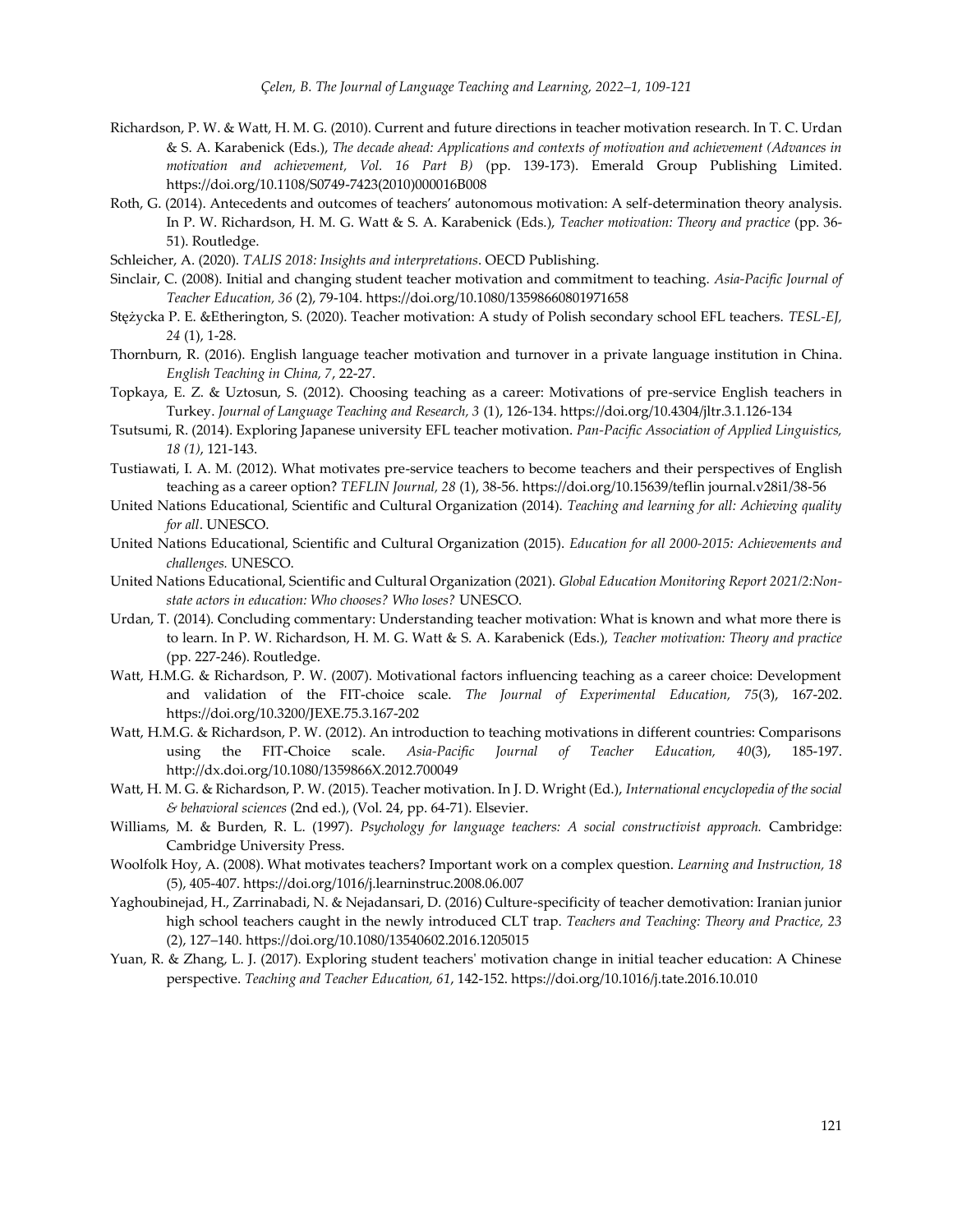Richardson, P. W. & Watt, H. M. G. (2010). Current and future directions in teacher motivation research. In T. C. Urdan & S. A. Karabenick (Eds.), *The decade ahead: Applications and contexts of motivation and achievement (Advances in motivation and achievement, Vol. 16 Part B)* (pp. 139-173). Emerald Group Publishing Limited. https://doi.org/10.1108/S0749-7423(2010)000016B008

Roth, G. (2014). Antecedents and outcomes of teachers' autonomous motivation: A self-determination theory analysis. In P. W. Richardson, H. M. G. Watt & S. A. Karabenick (Eds.), *Teacher motivation: Theory and practice* (pp. 36-51). Routledge.

Schleicher, A. (2020). *TALIS 2018: Insights and interpretations*. OECD Publishing.

Sinclair, C. (2008). Initial and changing student teacher motivation and commitment to teaching. *Asia-Pacific Journal of Teacher Education, 36* (2), 79-104. https://doi.org/10.1080/13598660801971658

Stężycka P. E. &Etherington, S. (2020). Teacher motivation: A study of Polish secondary school EFL teachers. *TESL-EJ, 24* (1), 1-28.

Thornburn, R. (2016). English language teacher motivation and turnover in a private language institution in China. *English Teaching in China, 7*, 22-27.

Topkaya, E. Z. & Uztosun, S. (2012). Choosing teaching as a career: Motivations of pre-service English teachers in Turkey. *Journal of Language Teaching and Research, 3* (1), 126-134. https://doi.org/10.4304/jltr.3.1.126-134

Tsutsumi, R. (2014). Exploring Japanese university EFL teacher motivation. *Pan-Pacific Association of Applied Linguistics, 18 (1)*, 121-143.

Tustiawati, I. A. M. (2012). What motivates pre-service teachers to become teachers and their perspectives of English teaching as a career option? *TEFLIN Journal, 28* (1), 38-56. https://doi.org/10.15639/teflin journal.v28i1/38-56

United Nations Educational, Scientific and Cultural Organization (2014). *Teaching and learning for all: Achieving quality for all*. UNESCO.

United Nations Educational, Scientific and Cultural Organization (2015). *Education for all 2000-2015: Achievements and challenges.* UNESCO.

United Nations Educational, Scientific and Cultural Organization (2021). *Global Education Monitoring Report 2021/2:Non-state actors in education: Who chooses? Who loses?* UNESCO.

Urdan, T. (2014). Concluding commentary: Understanding teacher motivation: What is known and what more there is to learn. In P. W. Richardson, H. M. G. Watt & S. A. Karabenick (Eds.), *Teacher motivation: Theory and practice* (pp. 227-246). Routledge.

Watt, H.M.G. & Richardson, P. W. (2007). Motivational factors influencing teaching as a career choice: Development and validation of the FIT-choice scale. *The Journal of Experimental Education, 75*(3), 167-202. https://doi.org/10.3200/JEXE.75.3.167-202

Watt, H.M.G. & Richardson, P. W. (2012). An introduction to teaching motivations in different countries: Comparisons using the FIT-Choice scale. *Asia-Pacific Journal of Teacher Education, 40*(3), 185-197. http://dx.doi.org/10.1080/1359866X.2012.700049

Watt, H. M. G. & Richardson, P. W. (2015). Teacher motivation. In J. D. Wright (Ed.), *International encyclopedia of the social & behavioral sciences* (2nd ed.), (Vol. 24, pp. 64-71). Elsevier.

Williams, M. & Burden, R. L. (1997). *Psychology for language teachers: A social constructivist approach.* Cambridge: Cambridge University Press.

Woolfolk Hoy, A. (2008). What motivates teachers? Important work on a complex question. *Learning and Instruction, 18* (5), 405-407. https://doi.org/10.1016/j.learninstruc.2008.06.007

Yaghoubinejad, H., Zarrinabadi, N. & Nejadansari, D. (2016) Culture-specificity of teacher demotivation: Iranian junior high school teachers caught in the newly introduced CLT trap. *Teachers and Teaching: Theory and Practice, 23* (2), 127–140. https://doi.org/10.1080/13540602.2016.1205015

Yuan, R. & Zhang, L. J. (2017). Exploring student teachers' motivation change in initial teacher education: A Chinese perspective. *Teaching and Teacher Education, 61*, 142-152. https://doi.org/10.1016/j.tate.2016.10.010